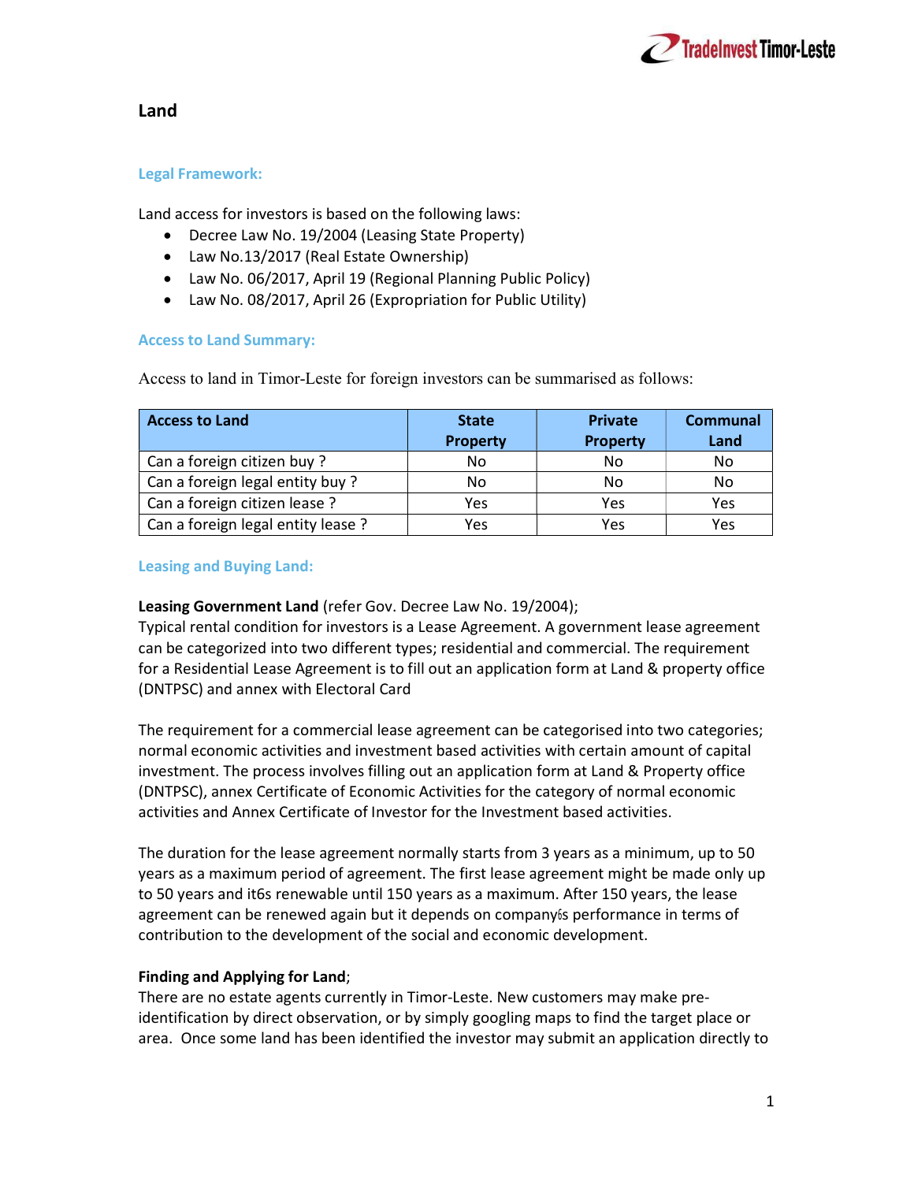# Land

## Legal Framework:

Land access for investors is based on the following laws:

- Decree Law No. 19/2004 (Leasing State Property)
- Law No.13/2017 (Real Estate Ownership)
- Law No. 06/2017, April 19 (Regional Planning Public Policy)
- Law No. 08/2017, April 26 (Expropriation for Public Utility)

## Access to Land Summary:

Access to land in Timor-Leste for foreign investors can be summarised as follows:

| Access to Land | State Property | Private Property | Communal Land |
|---|---|---|---|
| Can a foreign citizen buy ? | No | No | No |
| Can a foreign legal entity buy ? | No | No | No |
| Can a foreign citizen lease ? | Yes | Yes | Yes |
| Can a foreign legal entity lease ? | Yes | Yes | Yes |

## Leasing and Buying Land:

**Leasing Government Land** (refer Gov. Decree Law No. 19/2004);
Typical rental condition for investors is a Lease Agreement. A government lease agreement can be categorized into two different types; residential and commercial. The requirement for a Residential Lease Agreement is to fill out an application form at Land & property office (DNTPSC) and annex with Electoral Card

The requirement for a commercial lease agreement can be categorised into two categories; normal economic activities and investment based activities with certain amount of capital investment. The process involves filling out an application form at Land & Property office (DNTPSC), annex Certificate of Economic Activities for the category of normal economic activities and Annex Certificate of Investor for the Investment based activities.

The duration for the lease agreement normally starts from 3 years as a minimum, up to 50 years as a maximum period of agreement. The first lease agreement might be made only up to 50 years and it6s renewable until 150 years as a maximum. After 150 years, the lease agreement can be renewed again but it depends on company6s performance in terms of contribution to the development of the social and economic development.

**Finding and Applying for Land**;
There are no estate agents currently in Timor-Leste. New customers may make pre-identification by direct observation, or by simply googling maps to find the target place or area. Once some land has been identified the investor may submit an application directly to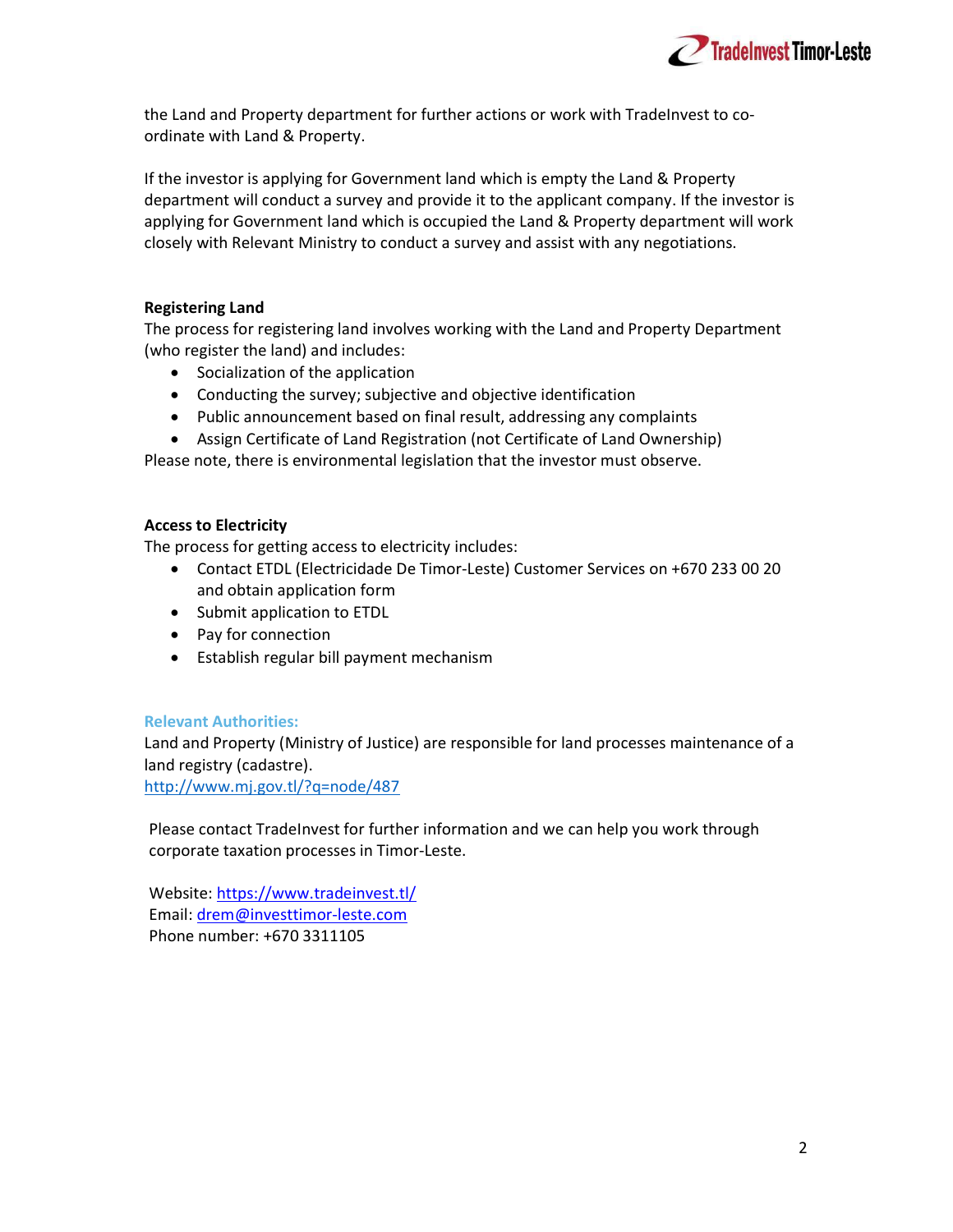the Land and Property department for further actions or work with TradeInvest to co-ordinate with Land & Property.

If the investor is applying for Government land which is empty the Land & Property department will conduct a survey and provide it to the applicant company. If the investor is applying for Government land which is occupied the Land & Property department will work closely with Relevant Ministry to conduct a survey and assist with any negotiations.

**Registering Land**

The process for registering land involves working with the Land and Property Department (who register the land) and includes:

- Socialization of the application
- Conducting the survey; subjective and objective identification
- Public announcement based on final result, addressing any complaints
- Assign Certificate of Land Registration (not Certificate of Land Ownership)

Please note, there is environmental legislation that the investor must observe.

**Access to Electricity**

The process for getting access to electricity includes:

- Contact ETDL (Electricidade De Timor-Leste) Customer Services on +670 233 00 20 and obtain application form
- Submit application to ETDL
- Pay for connection
- Establish regular bill payment mechanism

**Relevant Authorities:**

Land and Property (Ministry of Justice) are responsible for land processes maintenance of a land registry (cadastre).
http://www.mj.gov.tl/?q=node/487

Please contact TradeInvest for further information and we can help you work through corporate taxation processes in Timor-Leste.

Website: https://www.tradeinvest.tl/
Email: drem@investtimor-leste.com
Phone number: +670 3311105